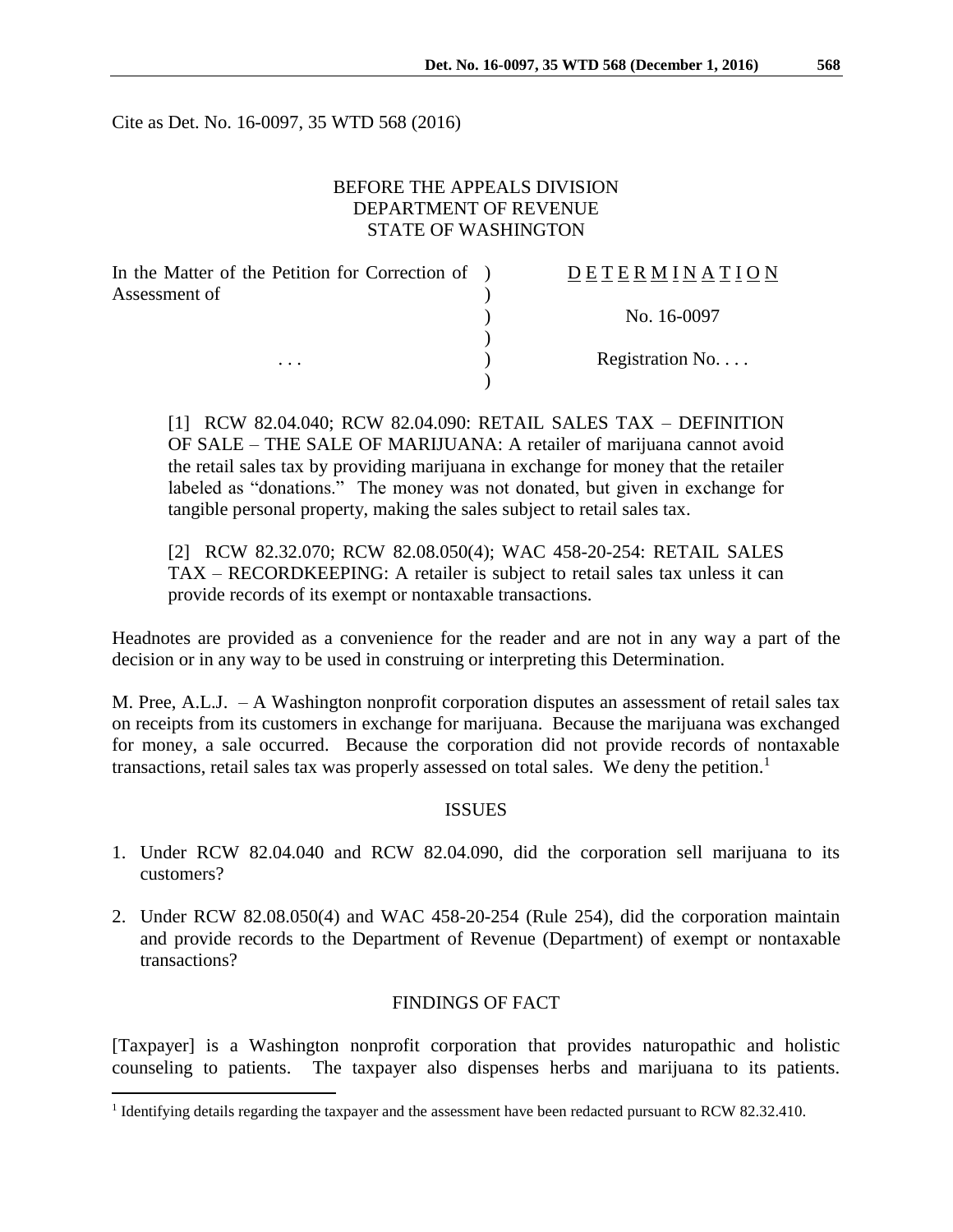Cite as Det. No. 16-0097, 35 WTD 568 (2016)

BEFORE THE APPEALS DIVISION
DEPARTMENT OF REVENUE
STATE OF WASHINGTON

| | |
|---|---|
| In the Matter of the Petition for Correction of Assessment of | D E T E R M I N A T I O N |
| | No. 16-0097 |
| . . . | Registration No. . . . |

[1] RCW 82.04.040; RCW 82.04.090: RETAIL SALES TAX – DEFINITION OF SALE – THE SALE OF MARIJUANA: A retailer of marijuana cannot avoid the retail sales tax by providing marijuana in exchange for money that the retailer labeled as "donations." The money was not donated, but given in exchange for tangible personal property, making the sales subject to retail sales tax.

[2] RCW 82.32.070; RCW 82.08.050(4); WAC 458-20-254: RETAIL SALES TAX – RECORDKEEPING: A retailer is subject to retail sales tax unless it can provide records of its exempt or nontaxable transactions.

Headnotes are provided as a convenience for the reader and are not in any way a part of the decision or in any way to be used in construing or interpreting this Determination.

M. Pree, A.L.J. – A Washington nonprofit corporation disputes an assessment of retail sales tax on receipts from its customers in exchange for marijuana. Because the marijuana was exchanged for money, a sale occurred. Because the corporation did not provide records of nontaxable transactions, retail sales tax was properly assessed on total sales. We deny the petition.[1]

## ISSUES

1. Under RCW 82.04.040 and RCW 82.04.090, did the corporation sell marijuana to its customers?
2. Under RCW 82.08.050(4) and WAC 458-20-254 (Rule 254), did the corporation maintain and provide records to the Department of Revenue (Department) of exempt or nontaxable transactions?

## FINDINGS OF FACT

[Taxpayer] is a Washington nonprofit corporation that provides naturopathic and holistic counseling to patients. The taxpayer also dispenses herbs and marijuana to its patients.

[1] Identifying details regarding the taxpayer and the assessment have been redacted pursuant to RCW 82.32.410.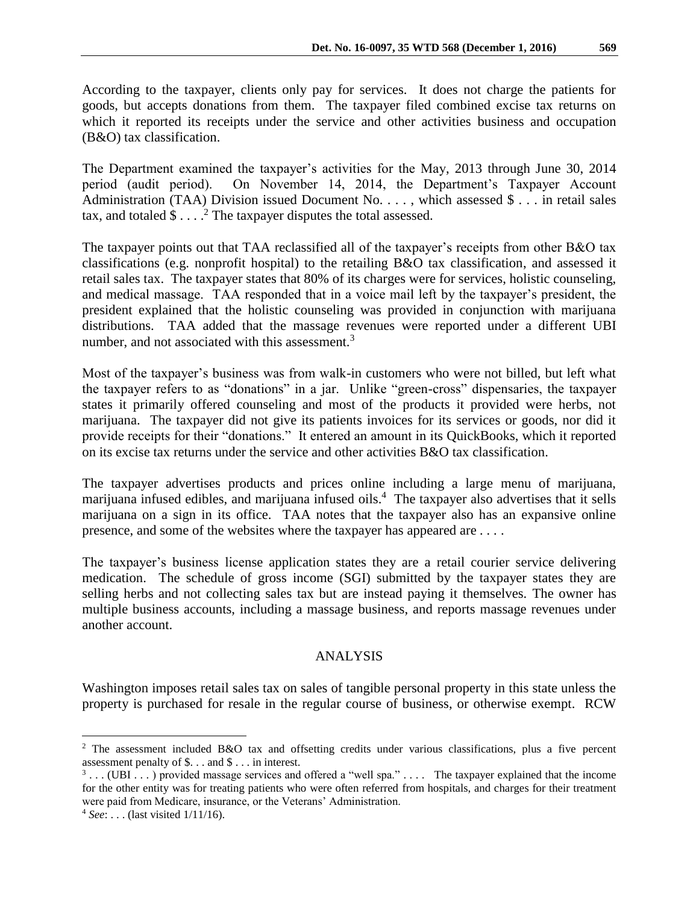According to the taxpayer, clients only pay for services. It does not charge the patients for goods, but accepts donations from them. The taxpayer filed combined excise tax returns on which it reported its receipts under the service and other activities business and occupation (B&O) tax classification.

The Department examined the taxpayer's activities for the May, 2013 through June 30, 2014 period (audit period). On November 14, 2014, the Department's Taxpayer Account Administration (TAA) Division issued Document No. . . . , which assessed $ . . . in retail sales tax, and totaled $ . . . .[2] The taxpayer disputes the total assessed.

The taxpayer points out that TAA reclassified all of the taxpayer's receipts from other B&O tax classifications (e.g. nonprofit hospital) to the retailing B&O tax classification, and assessed it retail sales tax. The taxpayer states that 80% of its charges were for services, holistic counseling, and medical massage. TAA responded that in a voice mail left by the taxpayer's president, the president explained that the holistic counseling was provided in conjunction with marijuana distributions. TAA added that the massage revenues were reported under a different UBI number, and not associated with this assessment.[3]

Most of the taxpayer's business was from walk-in customers who were not billed, but left what the taxpayer refers to as "donations" in a jar. Unlike "green-cross" dispensaries, the taxpayer states it primarily offered counseling and most of the products it provided were herbs, not marijuana. The taxpayer did not give its patients invoices for its services or goods, nor did it provide receipts for their "donations." It entered an amount in its QuickBooks, which it reported on its excise tax returns under the service and other activities B&O tax classification.

The taxpayer advertises products and prices online including a large menu of marijuana, marijuana infused edibles, and marijuana infused oils.[4] The taxpayer also advertises that it sells marijuana on a sign in its office. TAA notes that the taxpayer also has an expansive online presence, and some of the websites where the taxpayer has appeared are . . . .

The taxpayer's business license application states they are a retail courier service delivering medication. The schedule of gross income (SGI) submitted by the taxpayer states they are selling herbs and not collecting sales tax but are instead paying it themselves. The owner has multiple business accounts, including a massage business, and reports massage revenues under another account.

## ANALYSIS

Washington imposes retail sales tax on sales of tangible personal property in this state unless the property is purchased for resale in the regular course of business, or otherwise exempt. RCW

---

[2] The assessment included B&O tax and offsetting credits under various classifications, plus a five percent assessment penalty of $. . . and $ . . . in interest.

[3] . . . (UBI . . . ) provided massage services and offered a "well spa." . . . . The taxpayer explained that the income for the other entity was for treating patients who were often referred from hospitals, and charges for their treatment were paid from Medicare, insurance, or the Veterans' Administration.

[4] *See*: . . . (last visited 1/11/16).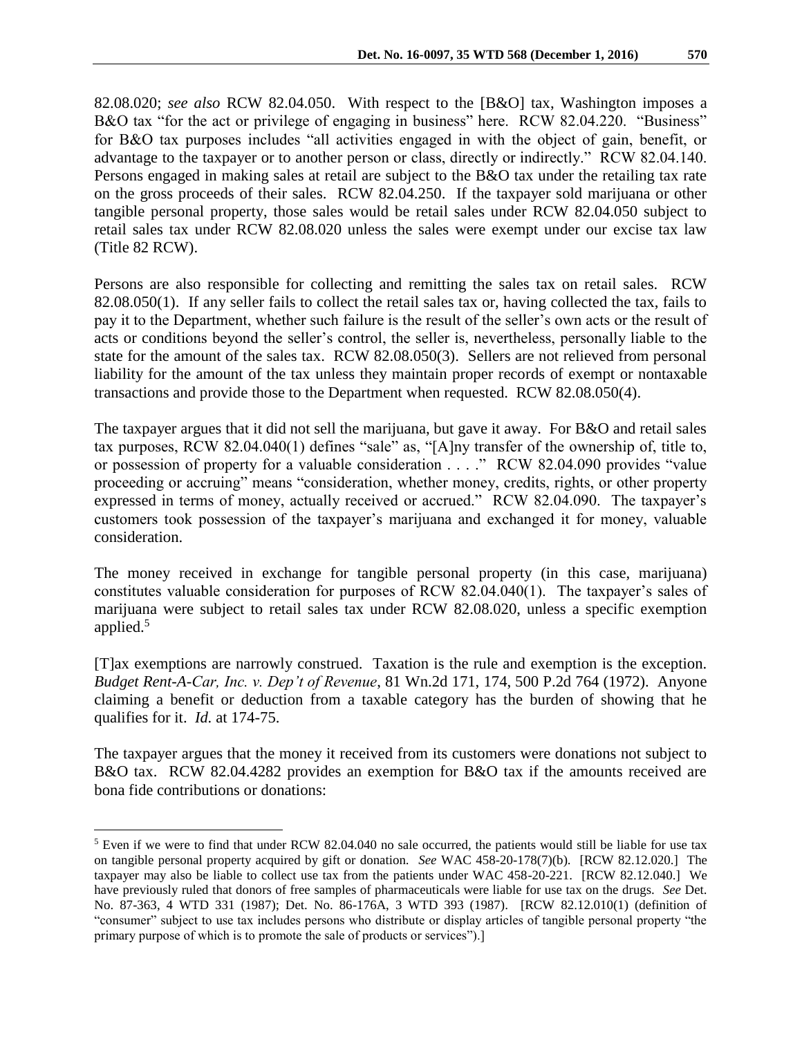82.08.020; *see also* RCW 82.04.050. With respect to the [B&O] tax, Washington imposes a B&O tax "for the act or privilege of engaging in business" here. RCW 82.04.220. "Business" for B&O tax purposes includes "all activities engaged in with the object of gain, benefit, or advantage to the taxpayer or to another person or class, directly or indirectly." RCW 82.04.140. Persons engaged in making sales at retail are subject to the B&O tax under the retailing tax rate on the gross proceeds of their sales. RCW 82.04.250. If the taxpayer sold marijuana or other tangible personal property, those sales would be retail sales under RCW 82.04.050 subject to retail sales tax under RCW 82.08.020 unless the sales were exempt under our excise tax law (Title 82 RCW).

Persons are also responsible for collecting and remitting the sales tax on retail sales. RCW 82.08.050(1). If any seller fails to collect the retail sales tax or, having collected the tax, fails to pay it to the Department, whether such failure is the result of the seller's own acts or the result of acts or conditions beyond the seller's control, the seller is, nevertheless, personally liable to the state for the amount of the sales tax. RCW 82.08.050(3). Sellers are not relieved from personal liability for the amount of the tax unless they maintain proper records of exempt or nontaxable transactions and provide those to the Department when requested. RCW 82.08.050(4).

The taxpayer argues that it did not sell the marijuana, but gave it away. For B&O and retail sales tax purposes, RCW 82.04.040(1) defines "sale" as, "[A]ny transfer of the ownership of, title to, or possession of property for a valuable consideration . . . ." RCW 82.04.090 provides "value proceeding or accruing" means "consideration, whether money, credits, rights, or other property expressed in terms of money, actually received or accrued." RCW 82.04.090. The taxpayer's customers took possession of the taxpayer's marijuana and exchanged it for money, valuable consideration.

The money received in exchange for tangible personal property (in this case, marijuana) constitutes valuable consideration for purposes of RCW 82.04.040(1). The taxpayer's sales of marijuana were subject to retail sales tax under RCW 82.08.020, unless a specific exemption applied.[5]

[T]ax exemptions are narrowly construed. Taxation is the rule and exemption is the exception. *Budget Rent-A-Car, Inc. v. Dep't of Revenue*, 81 Wn.2d 171, 174, 500 P.2d 764 (1972). Anyone claiming a benefit or deduction from a taxable category has the burden of showing that he qualifies for it. *Id.* at 174-75.

The taxpayer argues that the money it received from its customers were donations not subject to B&O tax. RCW 82.04.4282 provides an exemption for B&O tax if the amounts received are bona fide contributions or donations:

---

[5] Even if we were to find that under RCW 82.04.040 no sale occurred, the patients would still be liable for use tax on tangible personal property acquired by gift or donation. *See* WAC 458-20-178(7)(b). [RCW 82.12.020.] The taxpayer may also be liable to collect use tax from the patients under WAC 458-20-221. [RCW 82.12.040.] We have previously ruled that donors of free samples of pharmaceuticals were liable for use tax on the drugs. *See* Det. No. 87-363, 4 WTD 331 (1987); Det. No. 86-176A, 3 WTD 393 (1987). [RCW 82.12.010(1) (definition of "consumer" subject to use tax includes persons who distribute or display articles of tangible personal property "the primary purpose of which is to promote the sale of products or services").]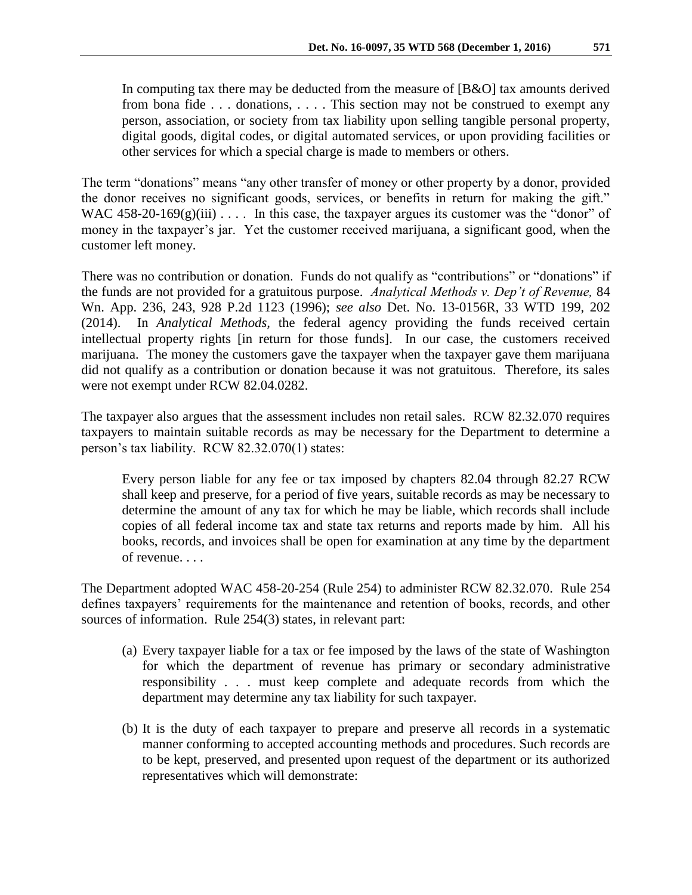> In computing tax there may be deducted from the measure of [B&O] tax amounts derived from bona fide . . . donations, . . . . This section may not be construed to exempt any person, association, or society from tax liability upon selling tangible personal property, digital goods, digital codes, or digital automated services, or upon providing facilities or other services for which a special charge is made to members or others.

The term "donations" means "any other transfer of money or other property by a donor, provided the donor receives no significant goods, services, or benefits in return for making the gift." WAC 458-20-169(g)(iii) . . . . In this case, the taxpayer argues its customer was the "donor" of money in the taxpayer's jar. Yet the customer received marijuana, a significant good, when the customer left money.

There was no contribution or donation. Funds do not qualify as "contributions" or "donations" if the funds are not provided for a gratuitous purpose. *Analytical Methods v. Dep't of Revenue,* 84 Wn. App. 236, 243, 928 P.2d 1123 (1996); *see also* Det. No. 13-0156R, 33 WTD 199, 202 (2014). In *Analytical Methods,* the federal agency providing the funds received certain intellectual property rights [in return for those funds]. In our case, the customers received marijuana. The money the customers gave the taxpayer when the taxpayer gave them marijuana did not qualify as a contribution or donation because it was not gratuitous. Therefore, its sales were not exempt under RCW 82.04.0282.

The taxpayer also argues that the assessment includes non retail sales. RCW 82.32.070 requires taxpayers to maintain suitable records as may be necessary for the Department to determine a person's tax liability. RCW 82.32.070(1) states:

> Every person liable for any fee or tax imposed by chapters 82.04 through 82.27 RCW shall keep and preserve, for a period of five years, suitable records as may be necessary to determine the amount of any tax for which he may be liable, which records shall include copies of all federal income tax and state tax returns and reports made by him. All his books, records, and invoices shall be open for examination at any time by the department of revenue. . . .

The Department adopted WAC 458-20-254 (Rule 254) to administer RCW 82.32.070. Rule 254 defines taxpayers' requirements for the maintenance and retention of books, records, and other sources of information. Rule 254(3) states, in relevant part:

> (a) Every taxpayer liable for a tax or fee imposed by the laws of the state of Washington for which the department of revenue has primary or secondary administrative responsibility . . . must keep complete and adequate records from which the department may determine any tax liability for such taxpayer.
>
> (b) It is the duty of each taxpayer to prepare and preserve all records in a systematic manner conforming to accepted accounting methods and procedures. Such records are to be kept, preserved, and presented upon request of the department or its authorized representatives which will demonstrate: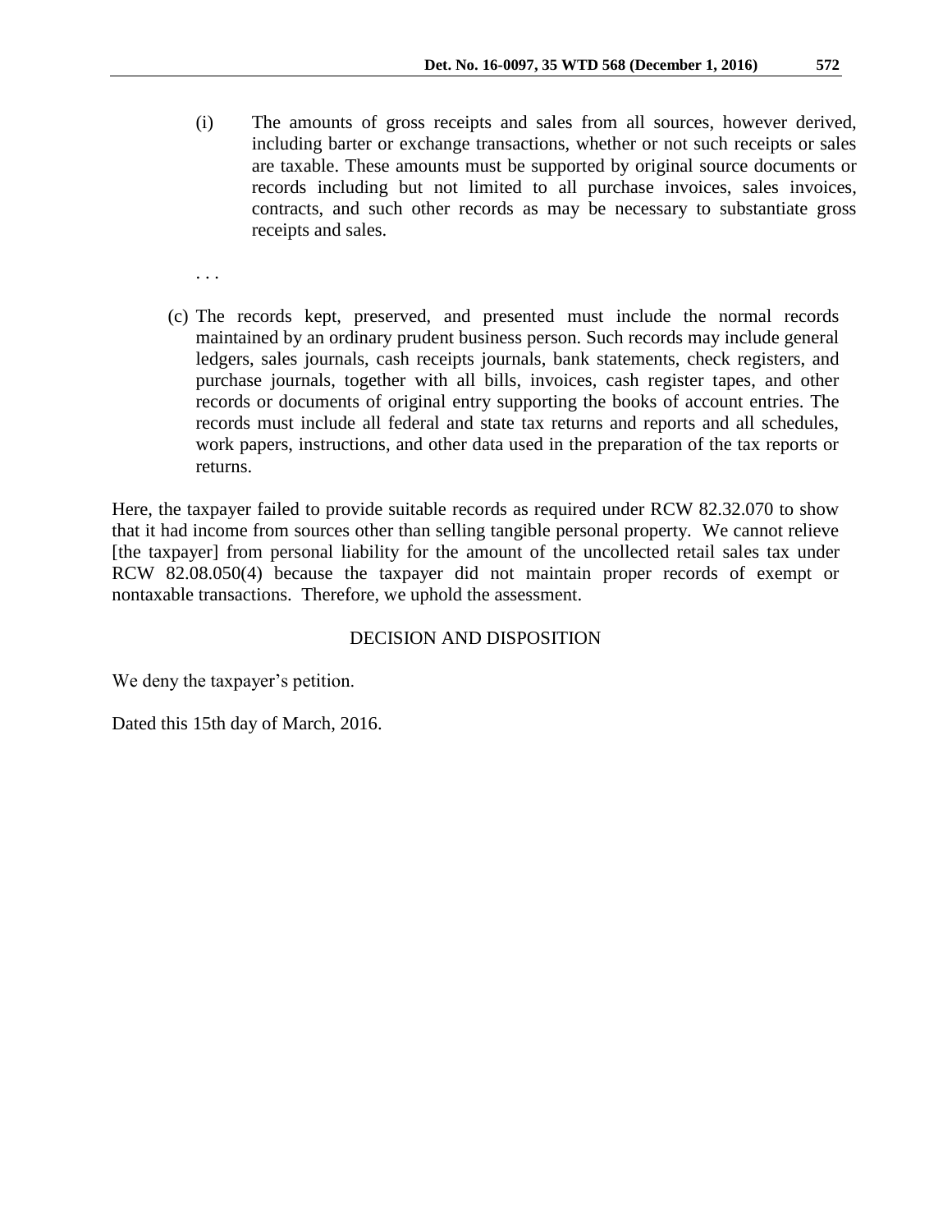(i) The amounts of gross receipts and sales from all sources, however derived, including barter or exchange transactions, whether or not such receipts or sales are taxable. These amounts must be supported by original source documents or records including but not limited to all purchase invoices, sales invoices, contracts, and such other records as may be necessary to substantiate gross receipts and sales.

. . .

(c) The records kept, preserved, and presented must include the normal records maintained by an ordinary prudent business person. Such records may include general ledgers, sales journals, cash receipts journals, bank statements, check registers, and purchase journals, together with all bills, invoices, cash register tapes, and other records or documents of original entry supporting the books of account entries. The records must include all federal and state tax returns and reports and all schedules, work papers, instructions, and other data used in the preparation of the tax reports or returns.

Here, the taxpayer failed to provide suitable records as required under RCW 82.32.070 to show that it had income from sources other than selling tangible personal property. We cannot relieve [the taxpayer] from personal liability for the amount of the uncollected retail sales tax under RCW 82.08.050(4) because the taxpayer did not maintain proper records of exempt or nontaxable transactions. Therefore, we uphold the assessment.

## DECISION AND DISPOSITION

We deny the taxpayer's petition.

Dated this 15th day of March, 2016.